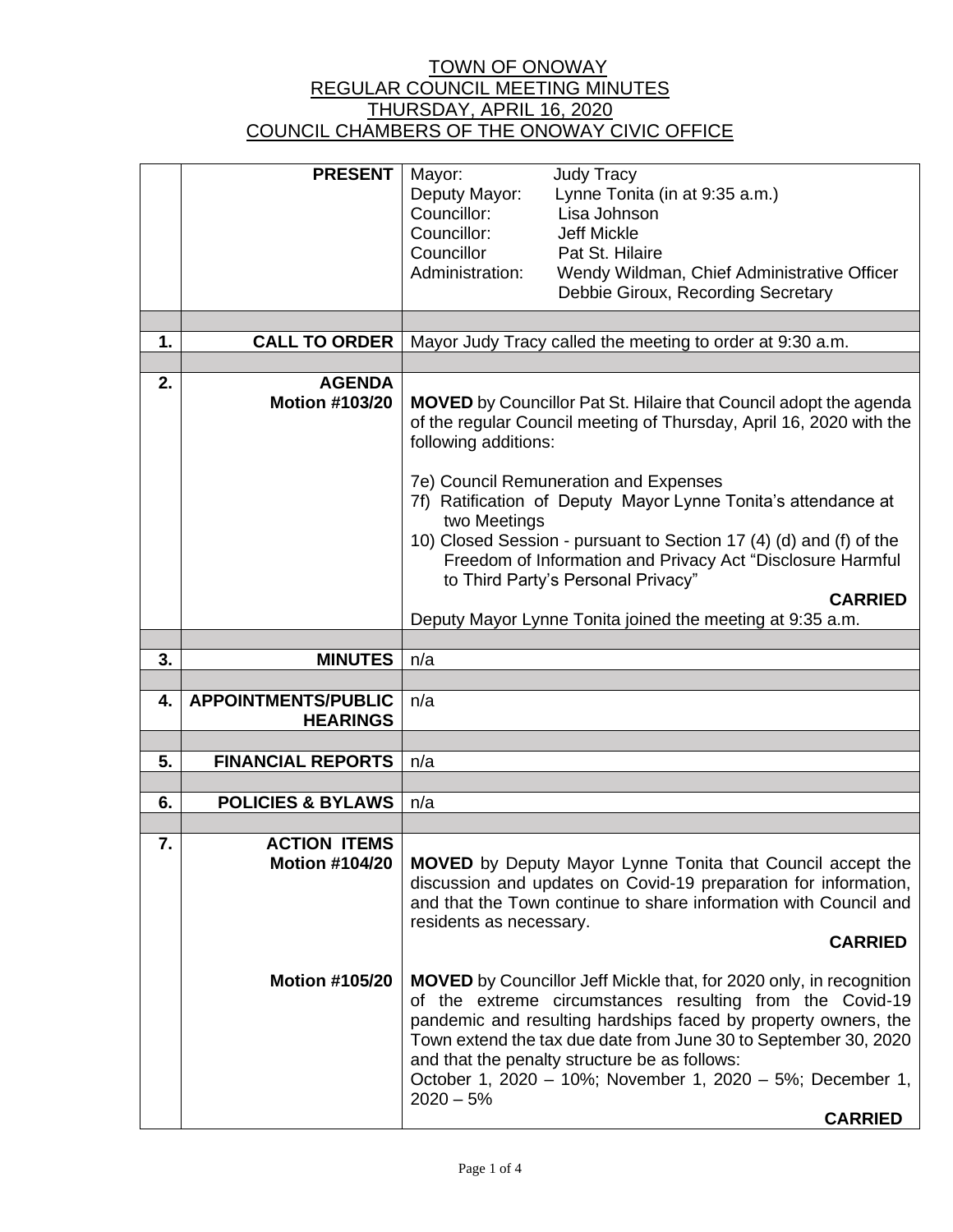# TOWN OF ONOWAY
## REGULAR COUNCIL MEETING MINUTES
## THURSDAY, APRIL 16, 2020
## COUNCIL CHAMBERS OF THE ONOWAY CIVIC OFFICE

| | | |
|---|---|---|
| | **PRESENT** | Mayor: Judy Tracy<br>Deputy Mayor: Lynne Tonita (in at 9:35 a.m.)<br>Councillor: Lisa Johnson<br>Councillor: Jeff Mickle<br>Councillor Pat St. Hilaire<br>Administration: Wendy Wildman, Chief Administrative Officer<br>Debbie Giroux, Recording Secretary |
| | | |
| **1.** | **CALL TO ORDER** | Mayor Judy Tracy called the meeting to order at 9:30 a.m. |
| | | |
| **2.** | **AGENDA**<br>**Motion #103/20** | **MOVED** by Councillor Pat St. Hilaire that Council adopt the agenda of the regular Council meeting of Thursday, April 16, 2020 with the following additions:<br><br>7e) Council Remuneration and Expenses<br>7f) Ratification of Deputy Mayor Lynne Tonita's attendance at two Meetings<br>10) Closed Session - pursuant to Section 17 (4) (d) and (f) of the Freedom of Information and Privacy Act "Disclosure Harmful to Third Party's Personal Privacy"<br>**CARRIED**<br>Deputy Mayor Lynne Tonita joined the meeting at 9:35 a.m. |
| | | |
| **3.** | **MINUTES** | n/a |
| | | |
| **4.** | **APPOINTMENTS/PUBLIC HEARINGS** | n/a |
| | | |
| **5.** | **FINANCIAL REPORTS** | n/a |
| | | |
| **6.** | **POLICIES & BYLAWS** | n/a |
| | | |
| **7.** | **ACTION ITEMS**<br>**Motion #104/20** | **MOVED** by Deputy Mayor Lynne Tonita that Council accept the discussion and updates on Covid-19 preparation for information, and that the Town continue to share information with Council and residents as necessary.<br>**CARRIED** |
| | **Motion #105/20** | **MOVED** by Councillor Jeff Mickle that, for 2020 only, in recognition of the extreme circumstances resulting from the Covid-19 pandemic and resulting hardships faced by property owners, the Town extend the tax due date from June 30 to September 30, 2020 and that the penalty structure be as follows:<br>October 1, 2020 – 10%; November 1, 2020 – 5%; December 1, 2020 – 5%<br>**CARRIED** |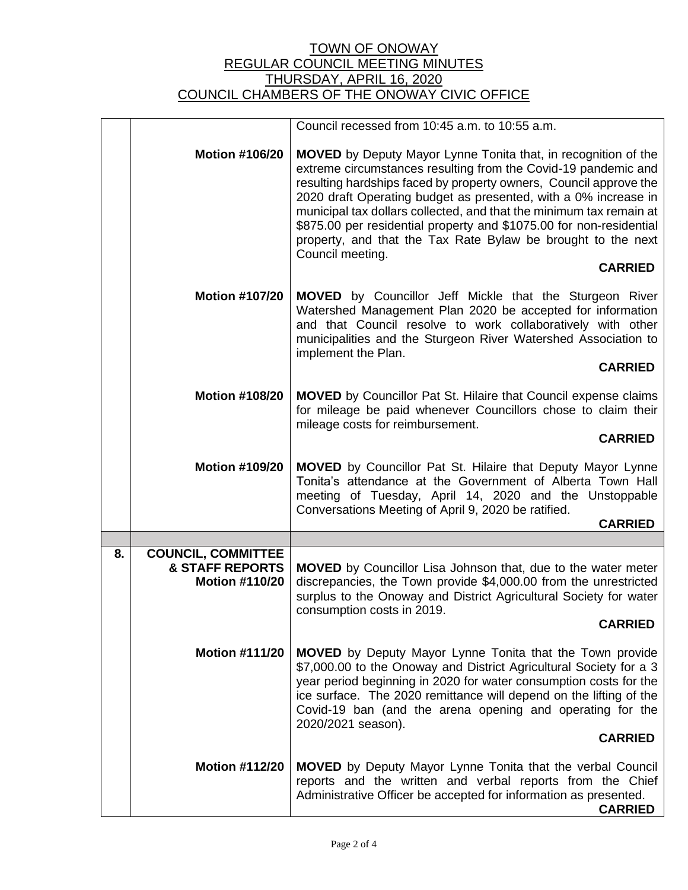TOWN OF ONOWAY
REGULAR COUNCIL MEETING MINUTES
THURSDAY, APRIL 16, 2020
COUNCIL CHAMBERS OF THE ONOWAY CIVIC OFFICE

| | | |
|---|---|---|
| | | Council recessed from 10:45 a.m. to 10:55 a.m. |
| | **Motion #106/20** | **MOVED** by Deputy Mayor Lynne Tonita that, in recognition of the extreme circumstances resulting from the Covid-19 pandemic and resulting hardships faced by property owners, Council approve the 2020 draft Operating budget as presented, with a 0% increase in municipal tax dollars collected, and that the minimum tax remain at $875.00 per residential property and $1075.00 for non-residential property, and that the Tax Rate Bylaw be brought to the next Council meeting. **CARRIED** |
| | **Motion #107/20** | **MOVED** by Councillor Jeff Mickle that the Sturgeon River Watershed Management Plan 2020 be accepted for information and that Council resolve to work collaboratively with other municipalities and the Sturgeon River Watershed Association to implement the Plan. **CARRIED** |
| | **Motion #108/20** | **MOVED** by Councillor Pat St. Hilaire that Council expense claims for mileage be paid whenever Councillors chose to claim their mileage costs for reimbursement. **CARRIED** |
| | **Motion #109/20** | **MOVED** by Councillor Pat St. Hilaire that Deputy Mayor Lynne Tonita's attendance at the Government of Alberta Town Hall meeting of Tuesday, April 14, 2020 and the Unstoppable Conversations Meeting of April 9, 2020 be ratified. **CARRIED** |
| | | |
| **8.** | **COUNCIL, COMMITTEE & STAFF REPORTS** **Motion #110/20** | **MOVED** by Councillor Lisa Johnson that, due to the water meter discrepancies, the Town provide $4,000.00 from the unrestricted surplus to the Onoway and District Agricultural Society for water consumption costs in 2019. **CARRIED** |
| | **Motion #111/20** | **MOVED** by Deputy Mayor Lynne Tonita that the Town provide $7,000.00 to the Onoway and District Agricultural Society for a 3 year period beginning in 2020 for water consumption costs for the ice surface. The 2020 remittance will depend on the lifting of the Covid-19 ban (and the arena opening and operating for the 2020/2021 season). **CARRIED** |
| | **Motion #112/20** | **MOVED** by Deputy Mayor Lynne Tonita that the verbal Council reports and the written and verbal reports from the Chief Administrative Officer be accepted for information as presented. **CARRIED** |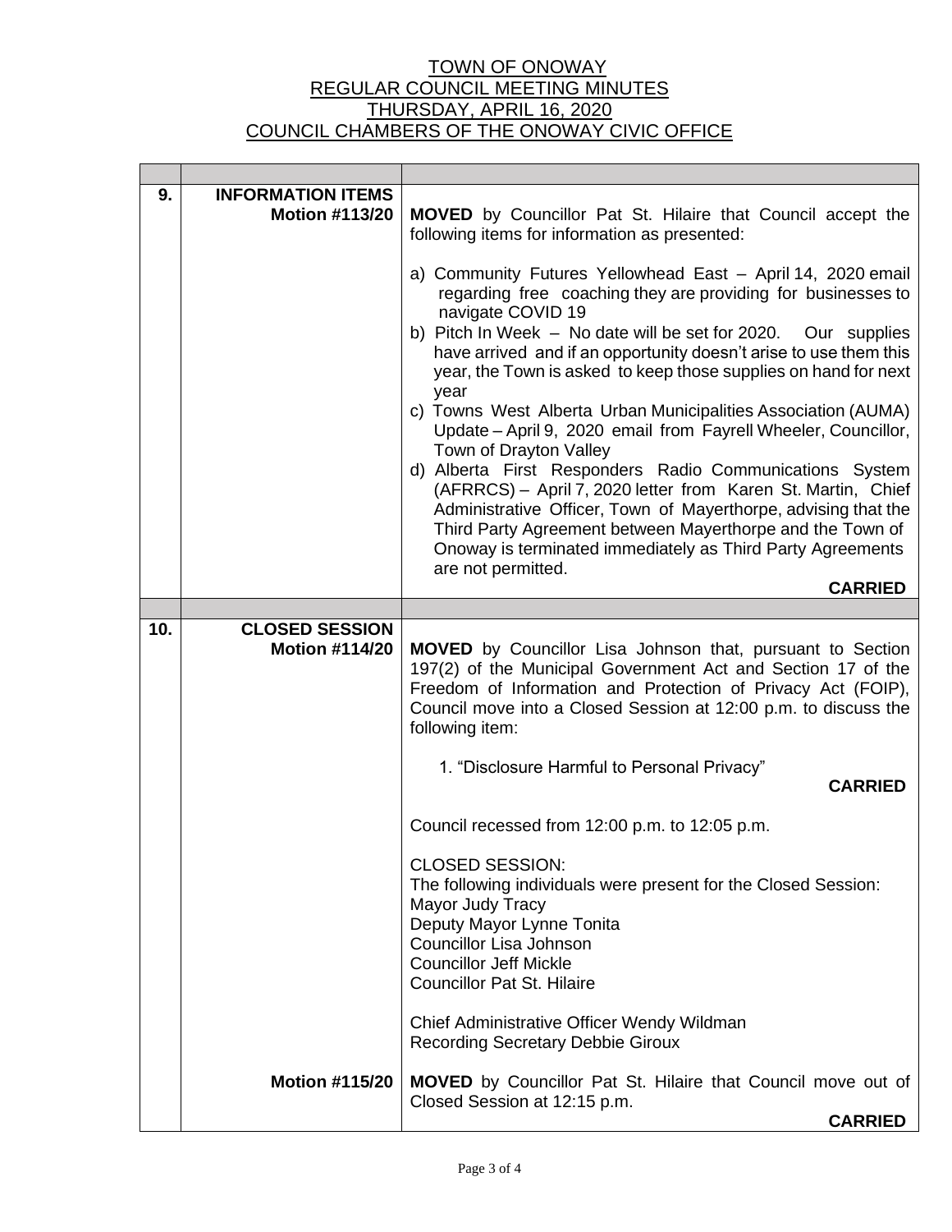TOWN OF ONOWAY
REGULAR COUNCIL MEETING MINUTES
THURSDAY, APRIL 16, 2020
COUNCIL CHAMBERS OF THE ONOWAY CIVIC OFFICE

| | | |
|---|---|---|
| **9.** | **INFORMATION ITEMS** **Motion #113/20** | **MOVED** by Councillor Pat St. Hilaire that Council accept the following items for information as presented:<br><br>a) Community Futures Yellowhead East – April 14, 2020 email regarding free coaching they are providing for businesses to navigate COVID 19<br>b) Pitch In Week – No date will be set for 2020. Our supplies have arrived and if an opportunity doesn't arise to use them this year, the Town is asked to keep those supplies on hand for next year<br>c) Towns West Alberta Urban Municipalities Association (AUMA) Update – April 9, 2020 email from Fayrell Wheeler, Councillor, Town of Drayton Valley<br>d) Alberta First Responders Radio Communications System (AFRRCS) – April 7, 2020 letter from Karen St. Martin, Chief Administrative Officer, Town of Mayerthorpe, advising that the Third Party Agreement between Mayerthorpe and the Town of Onoway is terminated immediately as Third Party Agreements are not permitted.<br><br>**CARRIED** |
| | | |
| **10.** | **CLOSED SESSION** **Motion #114/20** | **MOVED** by Councillor Lisa Johnson that, pursuant to Section 197(2) of the Municipal Government Act and Section 17 of the Freedom of Information and Protection of Privacy Act (FOIP), Council move into a Closed Session at 12:00 p.m. to discuss the following item:<br><br>1. "Disclosure Harmful to Personal Privacy"<br><br>**CARRIED**<br><br>Council recessed from 12:00 p.m. to 12:05 p.m.<br><br>CLOSED SESSION:<br>The following individuals were present for the Closed Session:<br>Mayor Judy Tracy<br>Deputy Mayor Lynne Tonita<br>Councillor Lisa Johnson<br>Councillor Jeff Mickle<br>Councillor Pat St. Hilaire<br><br>Chief Administrative Officer Wendy Wildman<br>Recording Secretary Debbie Giroux |
| | **Motion #115/20** | **MOVED** by Councillor Pat St. Hilaire that Council move out of Closed Session at 12:15 p.m.<br><br>**CARRIED** |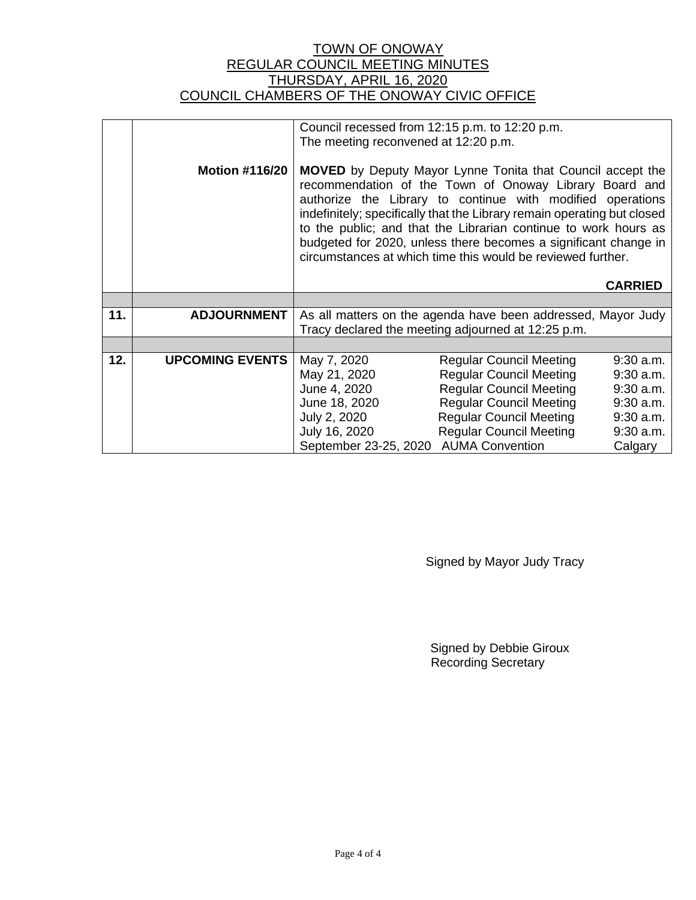TOWN OF ONOWAY
REGULAR COUNCIL MEETING MINUTES
THURSDAY, APRIL 16, 2020
COUNCIL CHAMBERS OF THE ONOWAY CIVIC OFFICE

| | | |
|---|---|---|
| | | Council recessed from 12:15 p.m. to 12:20 p.m. The meeting reconvened at 12:20 p.m. |
| | **Motion #116/20** | **MOVED** by Deputy Mayor Lynne Tonita that Council accept the recommendation of the Town of Onoway Library Board and authorize the Library to continue with modified operations indefinitely; specifically that the Library remain operating but closed to the public; and that the Librarian continue to work hours as budgeted for 2020, unless there becomes a significant change in circumstances at which time this would be reviewed further. **CARRIED** |
| | | |
| **11.** | **ADJOURNMENT** | As all matters on the agenda have been addressed, Mayor Judy Tracy declared the meeting adjourned at 12:25 p.m. |
| | | |
| **12.** | **UPCOMING EVENTS** | May 7, 2020 — Regular Council Meeting — 9:30 a.m.<br>May 21, 2020 — Regular Council Meeting — 9:30 a.m.<br>June 4, 2020 — Regular Council Meeting — 9:30 a.m.<br>June 18, 2020 — Regular Council Meeting — 9:30 a.m.<br>July 2, 2020 — Regular Council Meeting — 9:30 a.m.<br>July 16, 2020 — Regular Council Meeting — 9:30 a.m.<br>September 23-25, 2020 — AUMA Convention — Calgary |

Signed by Mayor Judy Tracy

Signed by Debbie Giroux
Recording Secretary